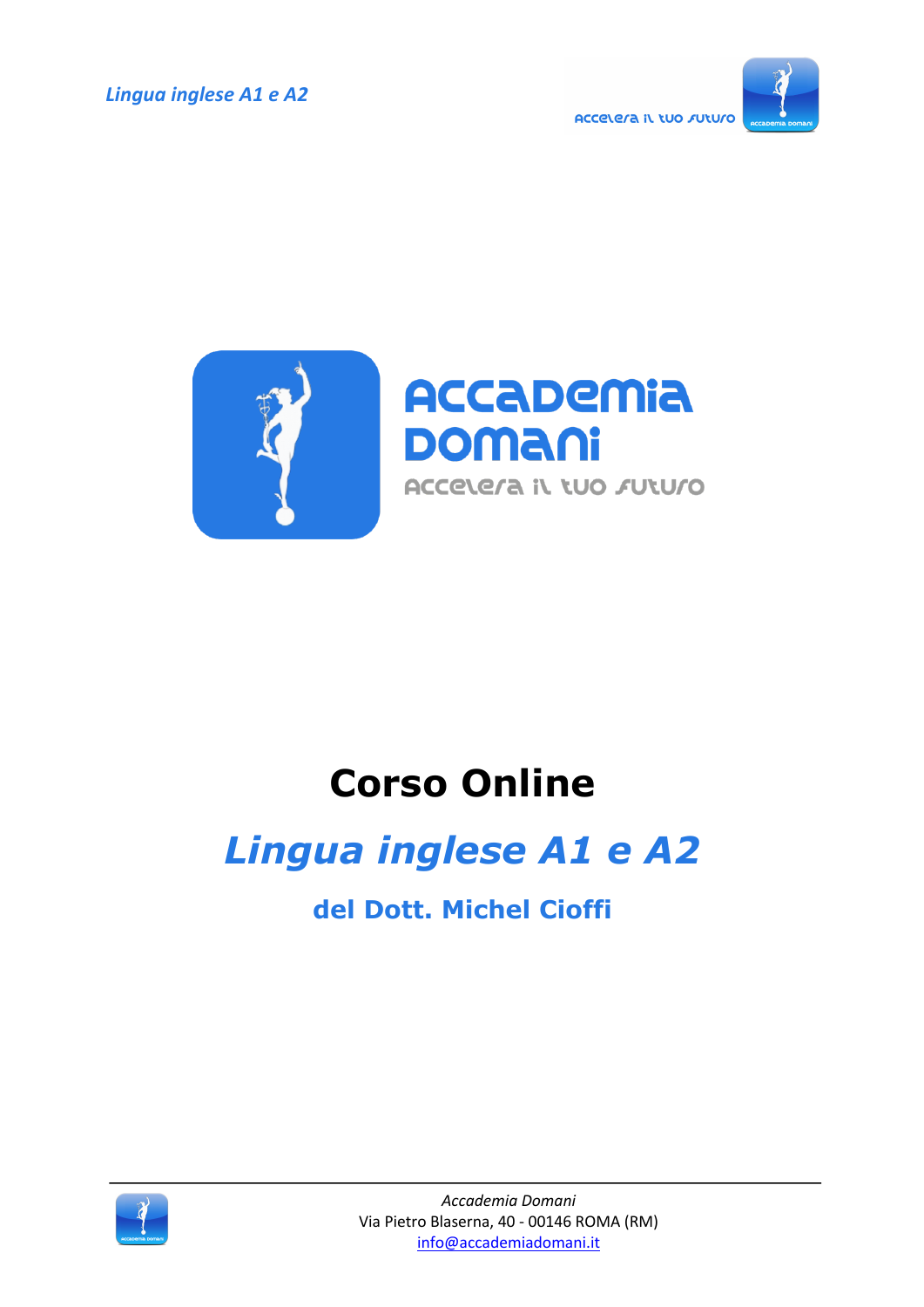Accademia Domani

accelera il tuo futuro

# Corso Online

## *Lingua inglese A1 e A2*

### del Dott. Michel Cioffi

*Accademia Domani*
Via Pietro Blaserna, 40 - 00146 ROMA (RM)
info@accademiadomani.it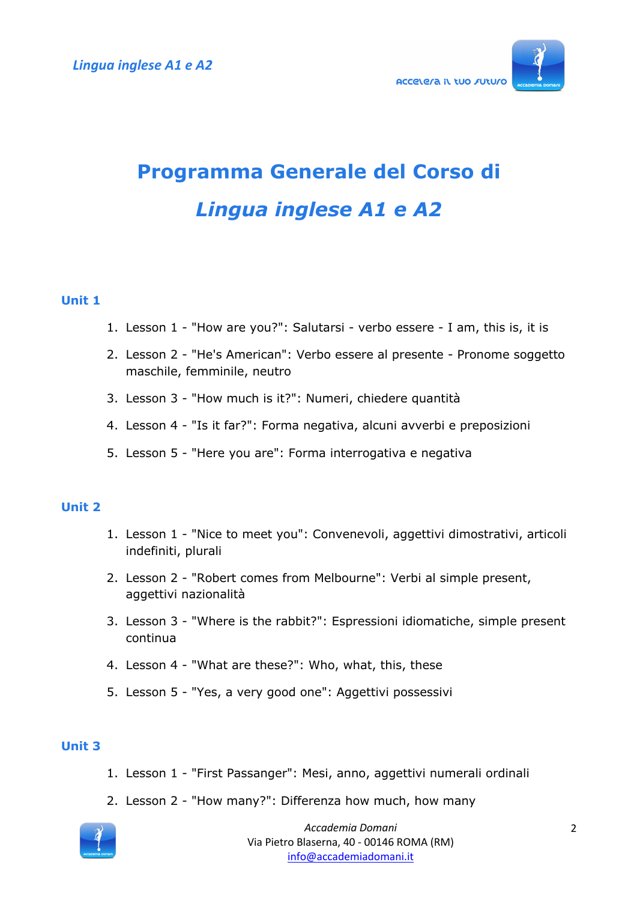# Programma Generale del Corso di *Lingua inglese A1 e A2*

## Unit 1

1. Lesson 1 - "How are you?": Salutarsi - verbo essere - I am, this is, it is
2. Lesson 2 - "He's American": Verbo essere al presente - Pronome soggetto maschile, femminile, neutro
3. Lesson 3 - "How much is it?": Numeri, chiedere quantità
4. Lesson 4 - "Is it far?": Forma negativa, alcuni avverbi e preposizioni
5. Lesson 5 - "Here you are": Forma interrogativa e negativa

## Unit 2

1. Lesson 1 - "Nice to meet you": Convenevoli, aggettivi dimostrativi, articoli indefiniti, plurali
2. Lesson 2 - "Robert comes from Melbourne": Verbi al simple present, aggettivi nazionalità
3. Lesson 3 - "Where is the rabbit?": Espressioni idiomatiche, simple present continua
4. Lesson 4 - "What are these?": Who, what, this, these
5. Lesson 5 - "Yes, a very good one": Aggettivi possessivi

## Unit 3

1. Lesson 1 - "First Passanger": Mesi, anno, aggettivi numerali ordinali
2. Lesson 2 - "How many?": Differenza how much, how many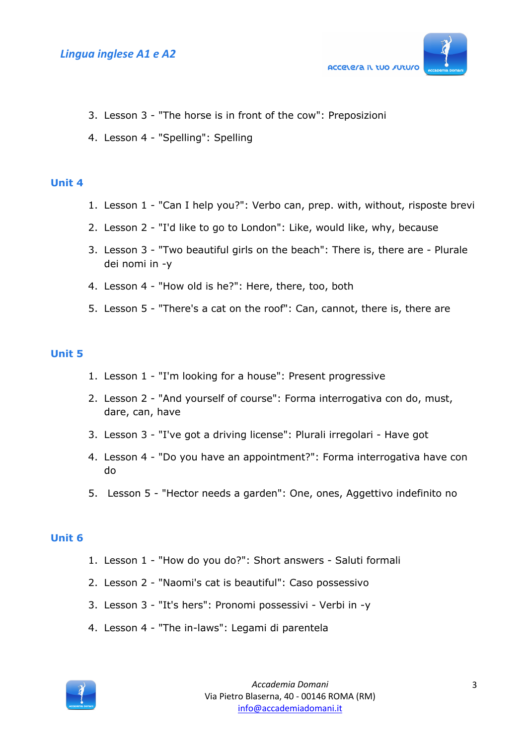3. Lesson 3 - "The horse is in front of the cow": Preposizioni
4. Lesson 4 - "Spelling": Spelling

## Unit 4

1. Lesson 1 - "Can I help you?": Verbo can, prep. with, without, risposte brevi
2. Lesson 2 - "I'd like to go to London": Like, would like, why, because
3. Lesson 3 - "Two beautiful girls on the beach": There is, there are - Plurale dei nomi in -y
4. Lesson 4 - "How old is he?": Here, there, too, both
5. Lesson 5 - "There's a cat on the roof": Can, cannot, there is, there are

## Unit 5

1. Lesson 1 - "I'm looking for a house": Present progressive
2. Lesson 2 - "And yourself of course": Forma interrogativa con do, must, dare, can, have
3. Lesson 3 - "I've got a driving license": Plurali irregolari - Have got
4. Lesson 4 - "Do you have an appointment?": Forma interrogativa have con do
5. Lesson 5 - "Hector needs a garden": One, ones, Aggettivo indefinito no

## Unit 6

1. Lesson 1 - "How do you do?": Short answers - Saluti formali
2. Lesson 2 - "Naomi's cat is beautiful": Caso possessivo
3. Lesson 3 - "It's hers": Pronomi possessivi - Verbi in -y
4. Lesson 4 - "The in-laws": Legami di parentela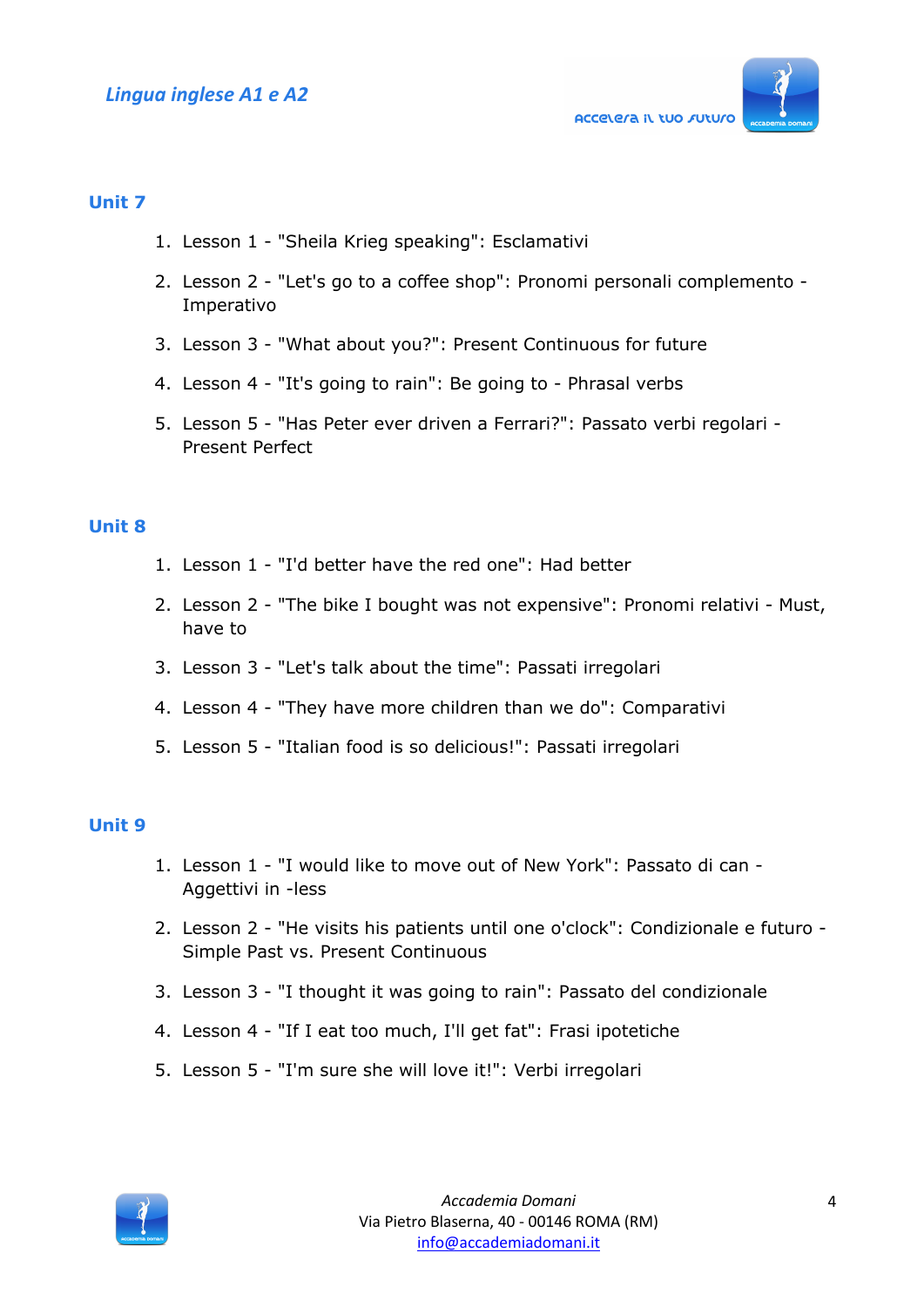## Unit 7

1. Lesson 1 - "Sheila Krieg speaking": Esclamativi
2. Lesson 2 - "Let's go to a coffee shop": Pronomi personali complemento - Imperativo
3. Lesson 3 - "What about you?": Present Continuous for future
4. Lesson 4 - "It's going to rain": Be going to - Phrasal verbs
5. Lesson 5 - "Has Peter ever driven a Ferrari?": Passato verbi regolari - Present Perfect

## Unit 8

1. Lesson 1 - "I'd better have the red one": Had better
2. Lesson 2 - "The bike I bought was not expensive": Pronomi relativi - Must, have to
3. Lesson 3 - "Let's talk about the time": Passati irregolari
4. Lesson 4 - "They have more children than we do": Comparativi
5. Lesson 5 - "Italian food is so delicious!": Passati irregolari

## Unit 9

1. Lesson 1 - "I would like to move out of New York": Passato di can - Aggettivi in -less
2. Lesson 2 - "He visits his patients until one o'clock": Condizionale e futuro - Simple Past vs. Present Continuous
3. Lesson 3 - "I thought it was going to rain": Passato del condizionale
4. Lesson 4 - "If I eat too much, I'll get fat": Frasi ipotetiche
5. Lesson 5 - "I'm sure she will love it!": Verbi irregolari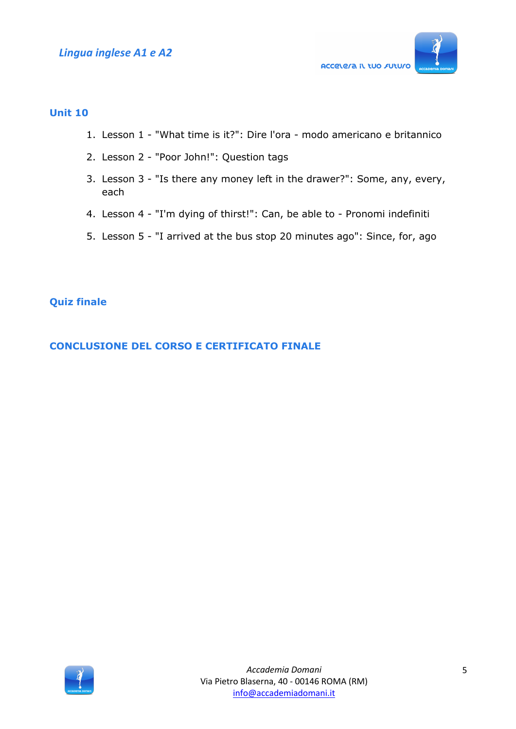## Unit 10

1. Lesson 1 - "What time is it?": Dire l'ora - modo americano e britannico
2. Lesson 2 - "Poor John!": Question tags
3. Lesson 3 - "Is there any money left in the drawer?": Some, any, every, each
4. Lesson 4 - "I'm dying of thirst!": Can, be able to - Pronomi indefiniti
5. Lesson 5 - "I arrived at the bus stop 20 minutes ago": Since, for, ago

## Quiz finale

## CONCLUSIONE DEL CORSO E CERTIFICATO FINALE